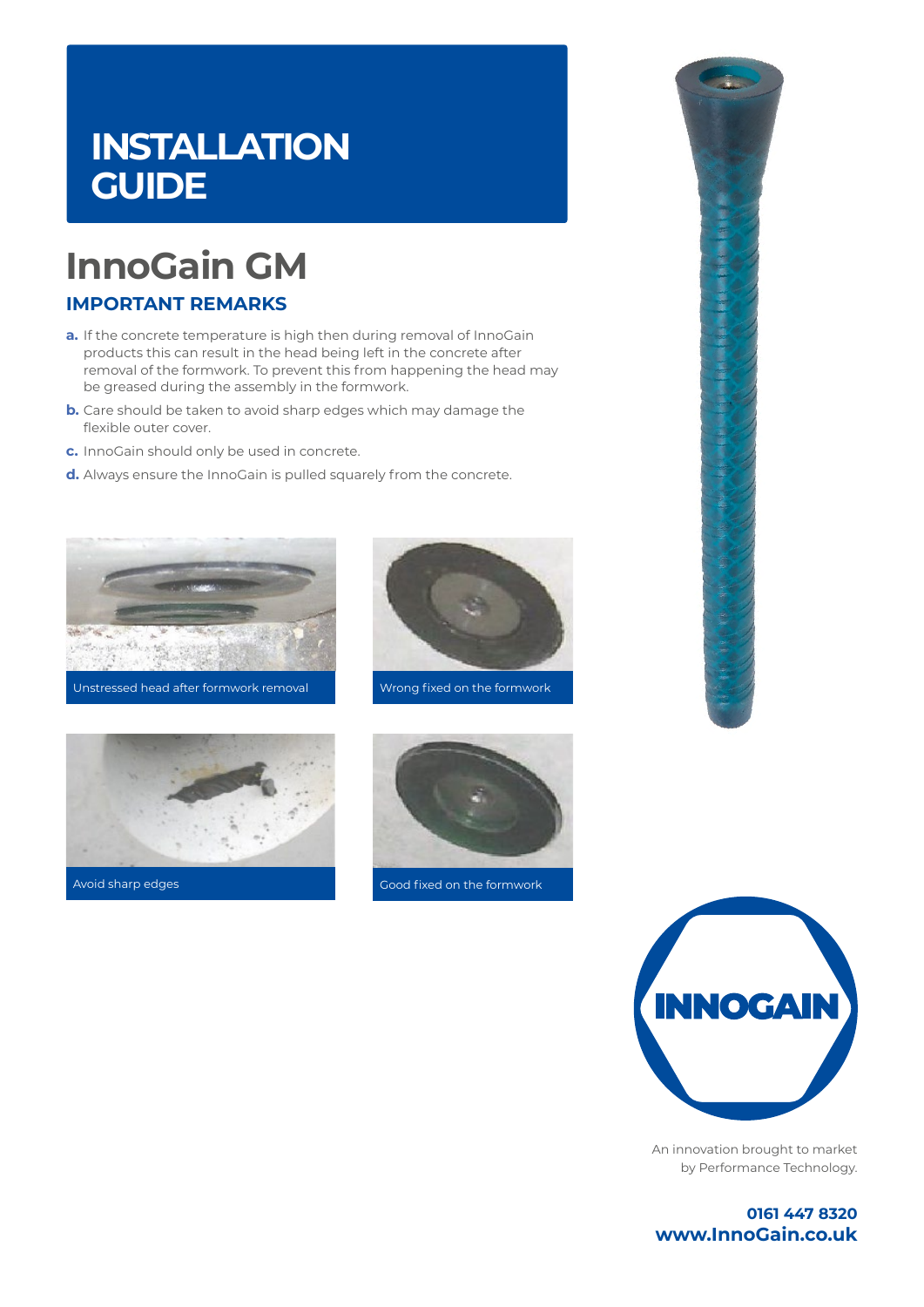# INSTALLATION GUIDE

## InnoGain GM

### IMPORTANT REMARKS

**a.** If the concrete temperature is high then during removal of InnoGain products this can result in the head being left in the concrete after removal of the formwork. To prevent this from happening the head may be greased during the assembly in the formwork.

**b.** Care should be taken to avoid sharp edges which may damage the flexible outer cover.

**c.** InnoGain should only be used in concrete.

**d.** Always ensure the InnoGain is pulled squarely from the concrete.

Unstressed head after formwork removal

Wrong fixed on the formwork

Avoid sharp edges

Good fixed on the formwork

INNOGAIN

An innovation brought to market by Performance Technology.

**0161 447 8320**
**www.InnoGain.co.uk**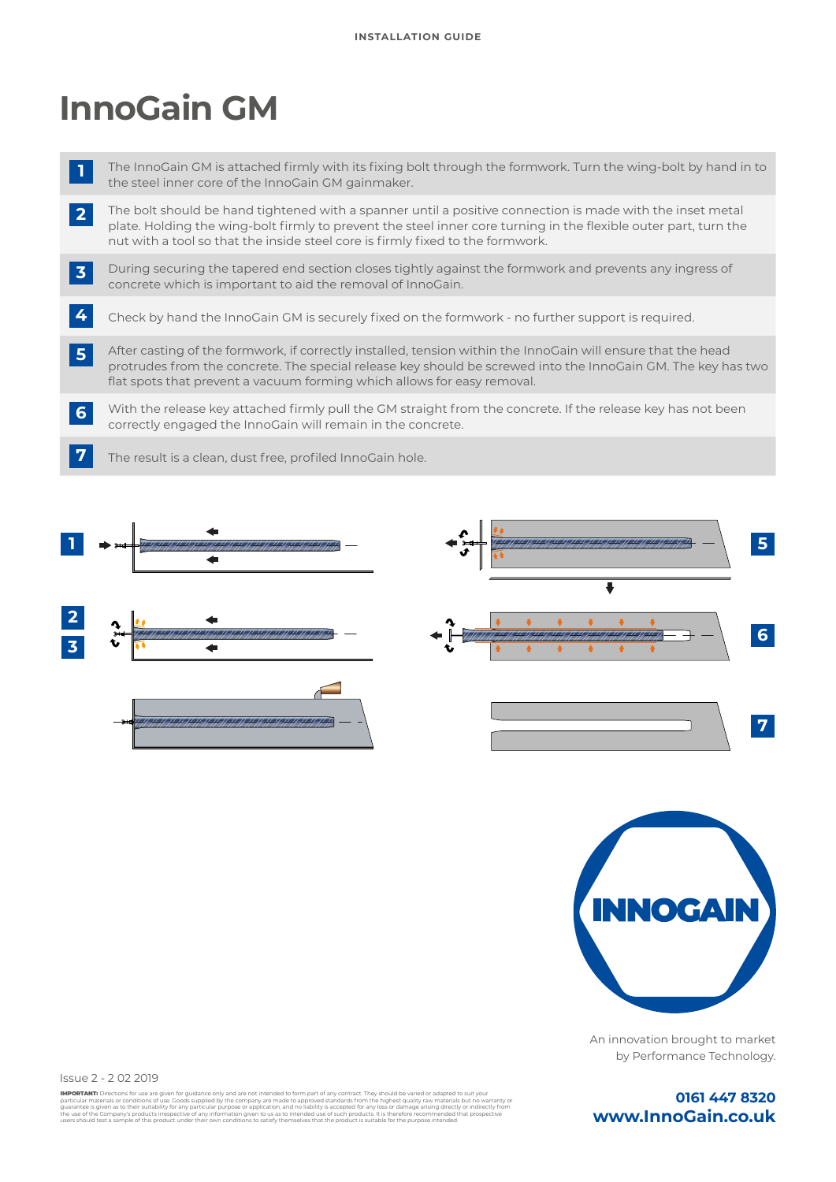# InnoGain GM

| | |
|---|---|
| 1 | The InnoGain GM is attached firmly with its fixing bolt through the formwork. Turn the wing-bolt by hand in to the steel inner core of the InnoGain GM gainmaker. |
| 2 | The bolt should be hand tightened with a spanner until a positive connection is made with the inset metal plate. Holding the wing-bolt firmly to prevent the steel inner core turning in the flexible outer part, turn the nut with a tool so that the inside steel core is firmly fixed to the formwork. |
| 3 | During securing the tapered end section closes tightly against the formwork and prevents any ingress of concrete which is important to aid the removal of InnoGain. |
| 4 | Check by hand the InnoGain GM is securely fixed on the formwork - no further support is required. |
| 5 | After casting of the formwork, if correctly installed, tension within the InnoGain will ensure that the head protrudes from the concrete. The special release key should be screwed into the InnoGain GM. The key has two flat spots that prevent a vacuum forming which allows for easy removal. |
| 6 | With the release key attached firmly pull the GM straight from the concrete. If the release key has not been correctly engaged the InnoGain will remain in the concrete. |
| 7 | The result is a clean, dust free, profiled InnoGain hole. |

1

2

3

5

6

7

INNOGAIN

An innovation brought to market by Performance Technology.

Issue 2 - 2 02 2019

**IMPORTANT:** Directions for use are given for guidance only and are not intended to form part of any contract. They should be varied or adapted to suit your particular materials or conditions of use. Goods supplied by the company are made to approved standards from the highest quality raw materials but no warranty or guarantee is given as to their suitability for any particular purpose or application, and no liability is accepted for any loss or damage arising directly or indirectly from the use of the Company's products irrespective of any information given to us as to intended use of such products. It is therefore recommended that prospective users should test a sample of this product under their own conditions to satisfy themselves that the product is suitable for the purpose intended.

**0161 447 8320**
**www.InnoGain.co.uk**